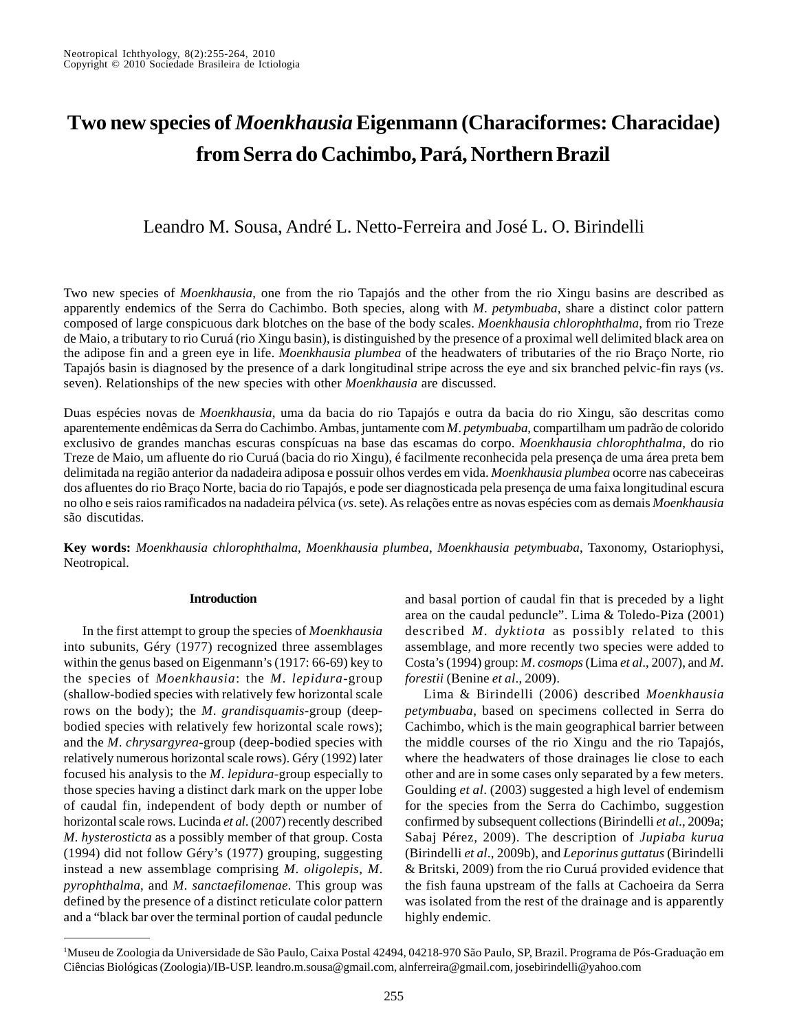# Two new species of *Moenkhausia* Eigenmann (Characiformes: Characidae) from Serra do Cachimbo, Pará, Northern Brazil

Leandro M. Sousa, André L. Netto-Ferreira and José L. O. Birindelli

Two new species of *Moenkhausia*, one from the rio Tapajós and the other from the rio Xingu basins are described as apparently endemics of the Serra do Cachimbo. Both species, along with *M. petymbuaba*, share a distinct color pattern composed of large conspicuous dark blotches on the base of the body scales. *Moenkhausia chlorophthalma*, from rio Treze de Maio, a tributary to rio Curuá (rio Xingu basin), is distinguished by the presence of a proximal well delimited black area on the adipose fin and a green eye in life. *Moenkhausia plumbea* of the headwaters of tributaries of the rio Braço Norte, rio Tapajós basin is diagnosed by the presence of a dark longitudinal stripe across the eye and six branched pelvic-fin rays (*vs*. seven). Relationships of the new species with other *Moenkhausia* are discussed.

Duas espécies novas de *Moenkhausia*, uma da bacia do rio Tapajós e outra da bacia do rio Xingu, são descritas como aparentemente endêmicas da Serra do Cachimbo. Ambas, juntamente com *M. petymbuaba*, compartilham um padrão de colorido exclusivo de grandes manchas escuras conspícuas na base das escamas do corpo. *Moenkhausia chlorophthalma*, do rio Treze de Maio, um afluente do rio Curuá (bacia do rio Xingu), é facilmente reconhecida pela presença de uma área preta bem delimitada na região anterior da nadadeira adiposa e possuir olhos verdes em vida. *Moenkhausia plumbea* ocorre nas cabeceiras dos afluentes do rio Braço Norte, bacia do rio Tapajós, e pode ser diagnosticada pela presença de uma faixa longitudinal escura no olho e seis raios ramificados na nadadeira pélvica (*vs*. sete). As relações entre as novas espécies com as demais *Moenkhausia* são discutidas.

**Key words:** *Moenkhausia chlorophthalma*, *Moenkhausia plumbea*, *Moenkhausia petymbuaba*, Taxonomy, Ostariophysi, Neotropical.

## Introduction

In the first attempt to group the species of *Moenkhausia* into subunits, Géry (1977) recognized three assemblages within the genus based on Eigenmann's (1917: 66-69) key to the species of *Moenkhausia*: the *M. lepidura*-group (shallow-bodied species with relatively few horizontal scale rows on the body); the *M. grandisquamis*-group (deep-bodied species with relatively few horizontal scale rows); and the *M. chrysargyrea*-group (deep-bodied species with relatively numerous horizontal scale rows). Géry (1992) later focused his analysis to the *M. lepidura*-group especially to those species having a distinct dark mark on the upper lobe of caudal fin, independent of body depth or number of horizontal scale rows. Lucinda *et al*. (2007) recently described *M. hysterosticta* as a possibly member of that group. Costa (1994) did not follow Géry's (1977) grouping, suggesting instead a new assemblage comprising *M. oligolepis*, *M. pyrophthalma*, and *M. sanctaefilomenae*. This group was defined by the presence of a distinct reticulate color pattern and a "black bar over the terminal portion of caudal peduncle and basal portion of caudal fin that is preceded by a light area on the caudal peduncle". Lima & Toledo-Piza (2001) described *M. dyktiota* as possibly related to this assemblage, and more recently two species were added to Costa's (1994) group: *M. cosmops* (Lima *et al*., 2007), and *M. forestii* (Benine *et al*., 2009).

Lima & Birindelli (2006) described *Moenkhausia petymbuaba*, based on specimens collected in Serra do Cachimbo, which is the main geographical barrier between the middle courses of the rio Xingu and the rio Tapajós, where the headwaters of those drainages lie close to each other and are in some cases only separated by a few meters. Goulding *et al*. (2003) suggested a high level of endemism for the species from the Serra do Cachimbo, suggestion confirmed by subsequent collections (Birindelli *et al*., 2009a; Sabaj Pérez, 2009). The description of *Jupiaba kurua* (Birindelli *et al*., 2009b), and *Leporinus guttatus* (Birindelli & Britski, 2009) from the rio Curuá provided evidence that the fish fauna upstream of the falls at Cachoeira da Serra was isolated from the rest of the drainage and is apparently highly endemic.

[1]Museu de Zoologia da Universidade de São Paulo, Caixa Postal 42494, 04218-970 São Paulo, SP, Brazil. Programa de Pós-Graduação em Ciências Biológicas (Zoologia)/IB-USP. leandro.m.sousa@gmail.com, alnferreira@gmail.com, josebirindelli@yahoo.com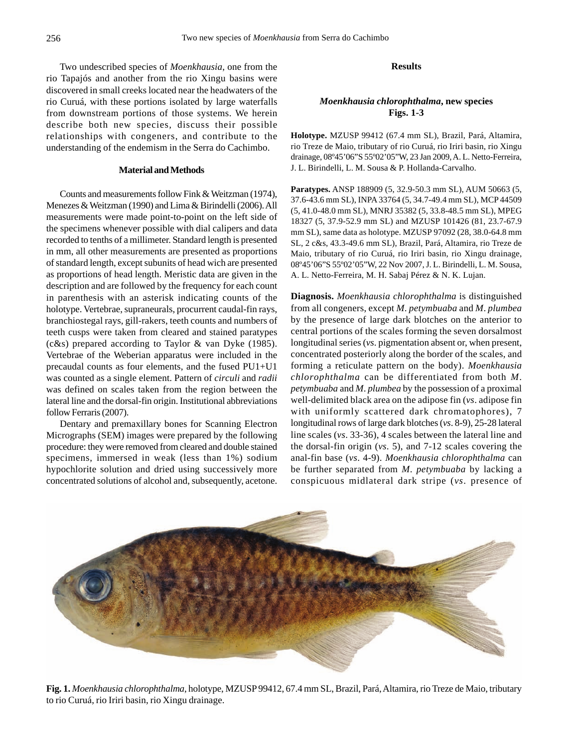Two undescribed species of *Moenkhausia*, one from the rio Tapajós and another from the rio Xingu basins were discovered in small creeks located near the headwaters of the rio Curuá, with these portions isolated by large waterfalls from downstream portions of those systems. We herein describe both new species, discuss their possible relationships with congeners, and contribute to the understanding of the endemism in the Serra do Cachimbo.

## Material and Methods

Counts and measurements follow Fink & Weitzman (1974), Menezes & Weitzman (1990) and Lima & Birindelli (2006). All measurements were made point-to-point on the left side of the specimens whenever possible with dial calipers and data recorded to tenths of a millimeter. Standard length is presented in mm, all other measurements are presented as proportions of standard length, except subunits of head wich are presented as proportions of head length. Meristic data are given in the description and are followed by the frequency for each count in parenthesis with an asterisk indicating counts of the holotype. Vertebrae, supraneurals, procurrent caudal-fin rays, branchiostegal rays, gill-rakers, teeth counts and numbers of teeth cusps were taken from cleared and stained paratypes (c&s) prepared according to Taylor & van Dyke (1985). Vertebrae of the Weberian apparatus were included in the precaudal counts as four elements, and the fused PU1+U1 was counted as a single element. Pattern of *circuli* and *radii* was defined on scales taken from the region between the lateral line and the dorsal-fin origin. Institutional abbreviations follow Ferraris (2007).

Dentary and premaxillary bones for Scanning Electron Micrographs (SEM) images were prepared by the following procedure: they were removed from cleared and double stained specimens, immersed in weak (less than 1%) sodium hypochlorite solution and dried using successively more concentrated solutions of alcohol and, subsequently, acetone.

## Results

### *Moenkhausia chlorophthalma*, new species
**Figs. 1-3**

**Holotype.** MZUSP 99412 (67.4 mm SL), Brazil, Pará, Altamira, rio Treze de Maio, tributary of rio Curuá, rio Iriri basin, rio Xingu drainage, 08º45'06"S 55º02'05"W, 23 Jan 2009, A. L. Netto-Ferreira, J. L. Birindelli, L. M. Sousa & P. Hollanda-Carvalho.

**Paratypes.** ANSP 188909 (5, 32.9-50.3 mm SL), AUM 50663 (5, 37.6-43.6 mm SL), INPA 33764 (5, 34.7-49.4 mm SL), MCP 44509 (5, 41.0-48.0 mm SL), MNRJ 35382 (5, 33.8-48.5 mm SL), MPEG 18327 (5, 37.9-52.9 mm SL) and MZUSP 101426 (81, 23.7-67.9 mm SL), same data as holotype. MZUSP 97092 (28, 38.0-64.8 mm SL, 2 c&s, 43.3-49.6 mm SL), Brazil, Pará, Altamira, rio Treze de Maio, tributary of rio Curuá, rio Iriri basin, rio Xingu drainage, 08º45'06"S 55º02'05"W, 22 Nov 2007, J. L. Birindelli, L. M. Sousa, A. L. Netto-Ferreira, M. H. Sabaj Pérez & N. K. Lujan.

**Diagnosis.** *Moenkhausia chlorophthalma* is distinguished from all congeners, except *M. petymbuaba* and *M. plumbea* by the presence of large dark blotches on the anterior to central portions of the scales forming the seven dorsalmost longitudinal series (*vs*. pigmentation absent or, when present, concentrated posteriorly along the border of the scales, and forming a reticulate pattern on the body). *Moenkhausia chlorophthalma* can be differentiated from both *M. petymbuaba* and *M. plumbea* by the possession of a proximal well-delimited black area on the adipose fin (*vs*. adipose fin with uniformly scattered dark chromatophores), 7 longitudinal rows of large dark blotches (*vs*. 8-9), 25-28 lateral line scales (*vs*. 33-36), 4 scales between the lateral line and the dorsal-fin origin (*vs*. 5), and 7-12 scales covering the anal-fin base (*vs*. 4-9). *Moenkhausia chlorophthalma* can be further separated from *M. petymbuaba* by lacking a conspicuous midlateral dark stripe (*vs*. presence of

**Fig. 1.** *Moenkhausia chlorophthalma*, holotype, MZUSP 99412, 67.4 mm SL, Brazil, Pará, Altamira, rio Treze de Maio, tributary to rio Curuá, rio Iriri basin, rio Xingu drainage.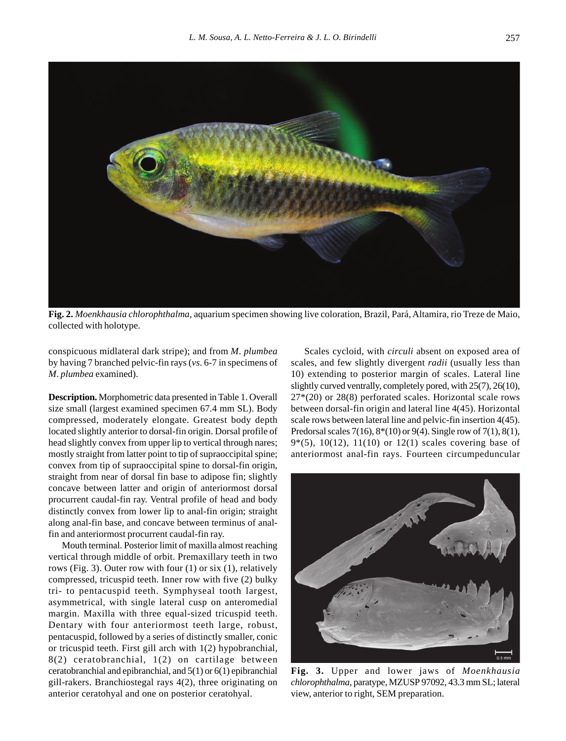**Fig. 2.** *Moenkhausia chlorophthalma*, aquarium specimen showing live coloration, Brazil, Pará, Altamira, rio Treze de Maio, collected with holotype.

conspicuous midlateral dark stripe); and from *M. plumbea* by having 7 branched pelvic-fin rays (*vs.* 6-7 in specimens of *M. plumbea* examined).

**Description.** Morphometric data presented in Table 1. Overall size small (largest examined specimen 67.4 mm SL). Body compressed, moderately elongate. Greatest body depth located slightly anterior to dorsal-fin origin. Dorsal profile of head slightly convex from upper lip to vertical through nares; mostly straight from latter point to tip of supraoccipital spine; convex from tip of supraoccipital spine to dorsal-fin origin, straight from near of dorsal fin base to adipose fin; slightly concave between latter and origin of anteriormost dorsal procurrent caudal-fin ray. Ventral profile of head and body distinctly convex from lower lip to anal-fin origin; straight along anal-fin base, and concave between terminus of anal-fin and anteriormost procurrent caudal-fin ray.

Mouth terminal. Posterior limit of maxilla almost reaching vertical through middle of orbit. Premaxillary teeth in two rows (Fig. 3). Outer row with four (1) or six (1), relatively compressed, tricuspid teeth. Inner row with five (2) bulky tri- to pentacuspid teeth. Symphyseal tooth largest, asymmetrical, with single lateral cusp on anteromedial margin. Maxilla with three equal-sized tricuspid teeth. Dentary with four anteriormost teeth large, robust, pentacuspid, followed by a series of distinctly smaller, conic or tricuspid teeth. First gill arch with 1(2) hypobranchial, 8(2) ceratobranchial, 1(2) on cartilage between ceratobranchial and epibranchial, and 5(1) or 6(1) epibranchial gill-rakers. Branchiostegal rays 4(2), three originating on anterior ceratohyal and one on posterior ceratohyal.

Scales cycloid, with *circuli* absent on exposed area of scales, and few slightly divergent *radii* (usually less than 10) extending to posterior margin of scales. Lateral line slightly curved ventrally, completely pored, with 25(7), 26(10), 27*(20) or 28(8) perforated scales. Horizontal scale rows between dorsal-fin origin and lateral line 4(45). Horizontal scale rows between lateral line and pelvic-fin insertion 4(45). Predorsal scales 7(16), 8*(10) or 9(4). Single row of 7(1), 8(1), 9*(5), 10(12), 11(10) or 12(1) scales covering base of anteriormost anal-fin rays. Fourteen circumpeduncular

**Fig. 3.** Upper and lower jaws of *Moenkhausia chlorophthalma*, paratype, MZUSP 97092, 43.3 mm SL; lateral view, anterior to right, SEM preparation.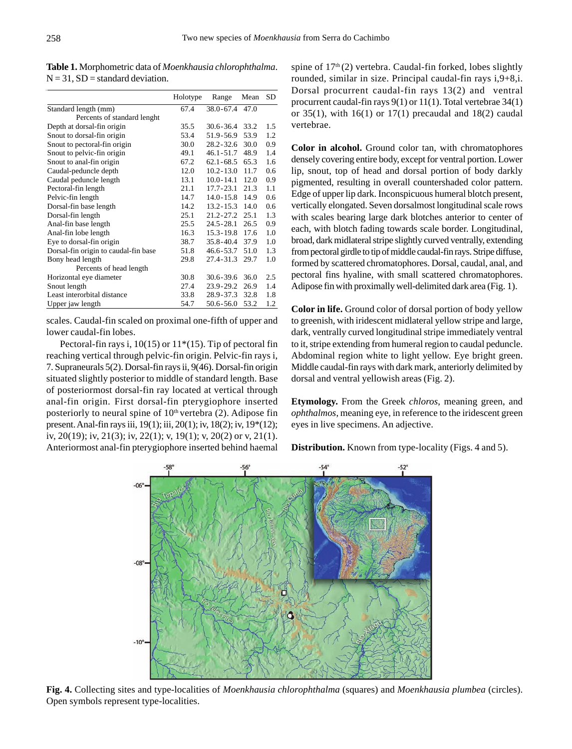**Table 1.** Morphometric data of *Moenkhausia chlorophthalma*. N = 31, SD = standard deviation.

| | Holotype | Range | Mean | SD |
|---|---|---|---|---|
| Standard length (mm) | 67.4 | 38.0-67.4 | 47.0 | |
| Percents of standard lenght | | | | |
| Depth at dorsal-fin origin | 35.5 | 30.6-36.4 | 33.2 | 1.5 |
| Snout to dorsal-fin origin | 53.4 | 51.9-56.9 | 53.9 | 1.2 |
| Snout to pectoral-fin origin | 30.0 | 28.2-32.6 | 30.0 | 0.9 |
| Snout to pelvic-fin origin | 49.1 | 46.1-51.7 | 48.9 | 1.4 |
| Snout to anal-fin origin | 67.2 | 62.1-68.5 | 65.3 | 1.6 |
| Caudal-peduncle depth | 12.0 | 10.2-13.0 | 11.7 | 0.6 |
| Caudal peduncle length | 13.1 | 10.0-14.1 | 12.0 | 0.9 |
| Pectoral-fin length | 21.1 | 17.7-23.1 | 21.3 | 1.1 |
| Pelvic-fin length | 14.7 | 14.0-15.8 | 14.9 | 0.6 |
| Dorsal-fin base length | 14.2 | 13.2-15.3 | 14.0 | 0.6 |
| Dorsal-fin length | 25.1 | 21.2-27.2 | 25.1 | 1.3 |
| Anal-fin base length | 25.5 | 24.5-28.1 | 26.5 | 0.9 |
| Anal-fin lobe length | 16.3 | 15.3-19.8 | 17.6 | 1.0 |
| Eye to dorsal-fin origin | 38.7 | 35.8-40.4 | 37.9 | 1.0 |
| Dorsal-fin origin to caudal-fin base | 51.8 | 46.6-53.7 | 51.0 | 1.3 |
| Bony head length | 29.8 | 27.4-31.3 | 29.7 | 1.0 |
| Percents of head length | | | | |
| Horizontal eye diameter | 30.8 | 30.6-39.6 | 36.0 | 2.5 |
| Snout length | 27.4 | 23.9-29.2 | 26.9 | 1.4 |
| Least interorbital distance | 33.8 | 28.9-37.3 | 32.8 | 1.8 |
| Upper jaw length | 54.7 | 50.6-56.0 | 53.2 | 1.2 |

scales. Caudal-fin scaled on proximal one-fifth of upper and lower caudal-fin lobes.

Pectoral-fin rays i, 10(15) or 11*(15). Tip of pectoral fin reaching vertical through pelvic-fin origin. Pelvic-fin rays i, 7. Supraneurals 5(2). Dorsal-fin rays ii, 9(46). Dorsal-fin origin situated slightly posterior to middle of standard length. Base of posteriormost dorsal-fin ray located at vertical through anal-fin origin. First dorsal-fin pterygiophore inserted posteriorly to neural spine of 10th vertebra (2). Adipose fin present. Anal-fin rays iii, 19(1); iii, 20(1); iv, 18(2); iv, 19*(12); iv, 20(19); iv, 21(3); iv, 22(1); v, 19(1); v, 20(2) or v, 21(1). Anteriormost anal-fin pterygiophore inserted behind haemal spine of 17th (2) vertebra. Caudal-fin forked, lobes slightly rounded, similar in size. Principal caudal-fin rays i,9+8,i. Dorsal procurrent caudal-fin rays 13(2) and ventral procurrent caudal-fin rays 9(1) or 11(1). Total vertebrae 34(1) or 35(1), with 16(1) or 17(1) precaudal and 18(2) caudal vertebrae.

**Color in alcohol.** Ground color tan, with chromatophores densely covering entire body, except for ventral portion. Lower lip, snout, top of head and dorsal portion of body darkly pigmented, resulting in overall countershaded color pattern. Edge of upper lip dark. Inconspicuous humeral blotch present, vertically elongated. Seven dorsalmost longitudinal scale rows with scales bearing large dark blotches anterior to center of each, with blotch fading towards scale border. Longitudinal, broad, dark midlateral stripe slightly curved ventrally, extending from pectoral girdle to tip of middle caudal-fin rays. Stripe diffuse, formed by scattered chromatophores. Dorsal, caudal, anal, and pectoral fins hyaline, with small scattered chromatophores. Adipose fin with proximally well-delimited dark area (Fig. 1).

**Color in life.** Ground color of dorsal portion of body yellow to greenish, with iridescent midlateral yellow stripe and large, dark, ventrally curved longitudinal stripe immediately ventral to it, stripe extending from humeral region to caudal peduncle. Abdominal region white to light yellow. Eye bright green. Middle caudal-fin rays with dark mark, anteriorly delimited by dorsal and ventral yellowish areas (Fig. 2).

**Etymology.** From the Greek *chloros*, meaning green, and *ophthalmos*, meaning eye, in reference to the iridescent green eyes in live specimens. An adjective.

**Distribution.** Known from type-locality (Figs. 4 and 5).

**Fig. 4.** Collecting sites and type-localities of *Moenkhausia chlorophthalma* (squares) and *Moenkhausia plumbea* (circles). Open symbols represent type-localities.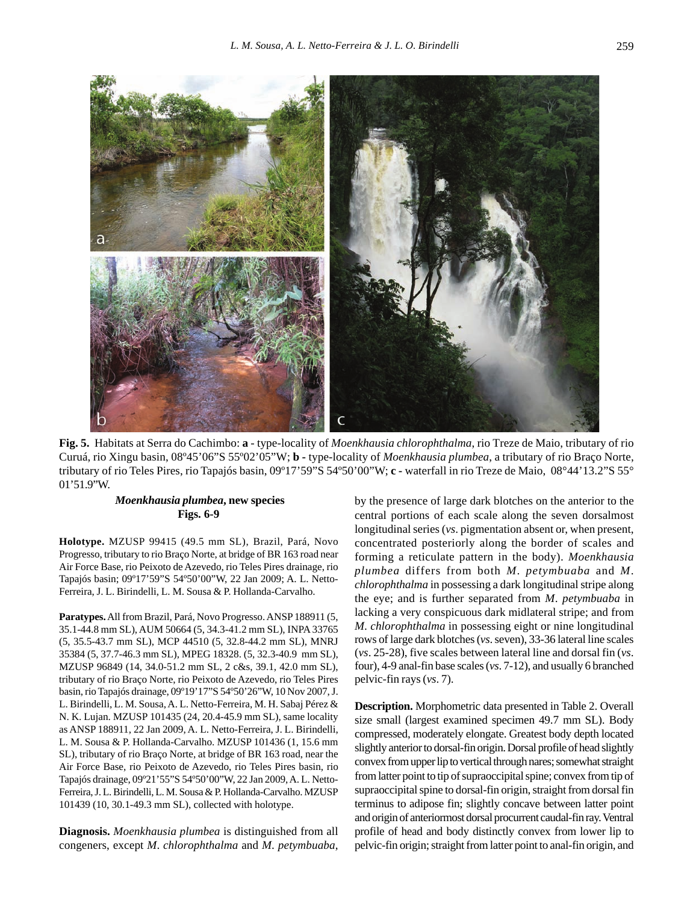**Fig. 5.** Habitats at Serra do Cachimbo: **a** - type-locality of *Moenkhausia chlorophthalma*, rio Treze de Maio, tributary of rio Curuá, rio Xingu basin, 08º45'06"S 55º02'05"W; **b** - type-locality of *Moenkhausia plumbea*, a tributary of rio Braço Norte, tributary of rio Teles Pires, rio Tapajós basin, 09º17'59"S 54º50'00"W; **c** - waterfall in rio Treze de Maio, 08°44'13.2"S 55° 01'51.9"W.

### *Moenkhausia plumbea*, new species
**Figs. 6-9**

**Holotype.** MZUSP 99415 (49.5 mm SL), Brazil, Pará, Novo Progresso, tributary to rio Braço Norte, at bridge of BR 163 road near Air Force Base, rio Peixoto de Azevedo, rio Teles Pires drainage, rio Tapajós basin; 09º17'59"S 54º50'00"W, 22 Jan 2009; A. L. Netto-Ferreira, J. L. Birindelli, L. M. Sousa & P. Hollanda-Carvalho.

**Paratypes.** All from Brazil, Pará, Novo Progresso. ANSP 188911 (5, 35.1-44.8 mm SL), AUM 50664 (5, 34.3-41.2 mm SL), INPA 33765 (5, 35.5-43.7 mm SL), MCP 44510 (5, 32.8-44.2 mm SL), MNRJ 35384 (5, 37.7-46.3 mm SL), MPEG 18328. (5, 32.3-40.9 mm SL), MZUSP 96849 (14, 34.0-51.2 mm SL, 2 c&s, 39.1, 42.0 mm SL), tributary of rio Braço Norte, rio Peixoto de Azevedo, rio Teles Pires basin, rio Tapajós drainage, 09º19'17"S 54º50'26"W, 10 Nov 2007, J. L. Birindelli, L. M. Sousa, A. L. Netto-Ferreira, M. H. Sabaj Pérez & N. K. Lujan. MZUSP 101435 (24, 20.4-45.9 mm SL), same locality as ANSP 188911, 22 Jan 2009, A. L. Netto-Ferreira, J. L. Birindelli, L. M. Sousa & P. Hollanda-Carvalho. MZUSP 101436 (1, 15.6 mm SL), tributary of rio Braço Norte, at bridge of BR 163 road, near the Air Force Base, rio Peixoto de Azevedo, rio Teles Pires basin, rio Tapajós drainage, 09º21'55"S 54º50'00"W, 22 Jan 2009, A. L. Netto-Ferreira, J. L. Birindelli, L. M. Sousa & P. Hollanda-Carvalho. MZUSP 101439 (10, 30.1-49.3 mm SL), collected with holotype.

**Diagnosis.** *Moenkhausia plumbea* is distinguished from all congeners, except *M. chlorophthalma* and *M. petymbuaba*, by the presence of large dark blotches on the anterior to the central portions of each scale along the seven dorsalmost longitudinal series (*vs*. pigmentation absent or, when present, concentrated posteriorly along the border of scales and forming a reticulate pattern in the body). *Moenkhausia plumbea* differs from both *M. petymbuaba* and *M. chlorophthalma* in possessing a dark longitudinal stripe along the eye; and is further separated from *M. petymbuaba* in lacking a very conspicuous dark midlateral stripe; and from *M. chlorophthalma* in possessing eight or nine longitudinal rows of large dark blotches (*vs*. seven), 33-36 lateral line scales (*vs*. 25-28), five scales between lateral line and dorsal fin (*vs*. four), 4-9 anal-fin base scales (*vs*. 7-12), and usually 6 branched pelvic-fin rays (*vs*. 7).

**Description.** Morphometric data presented in Table 2. Overall size small (largest examined specimen 49.7 mm SL). Body compressed, moderately elongate. Greatest body depth located slightly anterior to dorsal-fin origin. Dorsal profile of head slightly convex from upper lip to vertical through nares; somewhat straight from latter point to tip of supraoccipital spine; convex from tip of supraoccipital spine to dorsal-fin origin, straight from dorsal fin terminus to adipose fin; slightly concave between latter point and origin of anteriormost dorsal procurrent caudal-fin ray. Ventral profile of head and body distinctly convex from lower lip to pelvic-fin origin; straight from latter point to anal-fin origin, and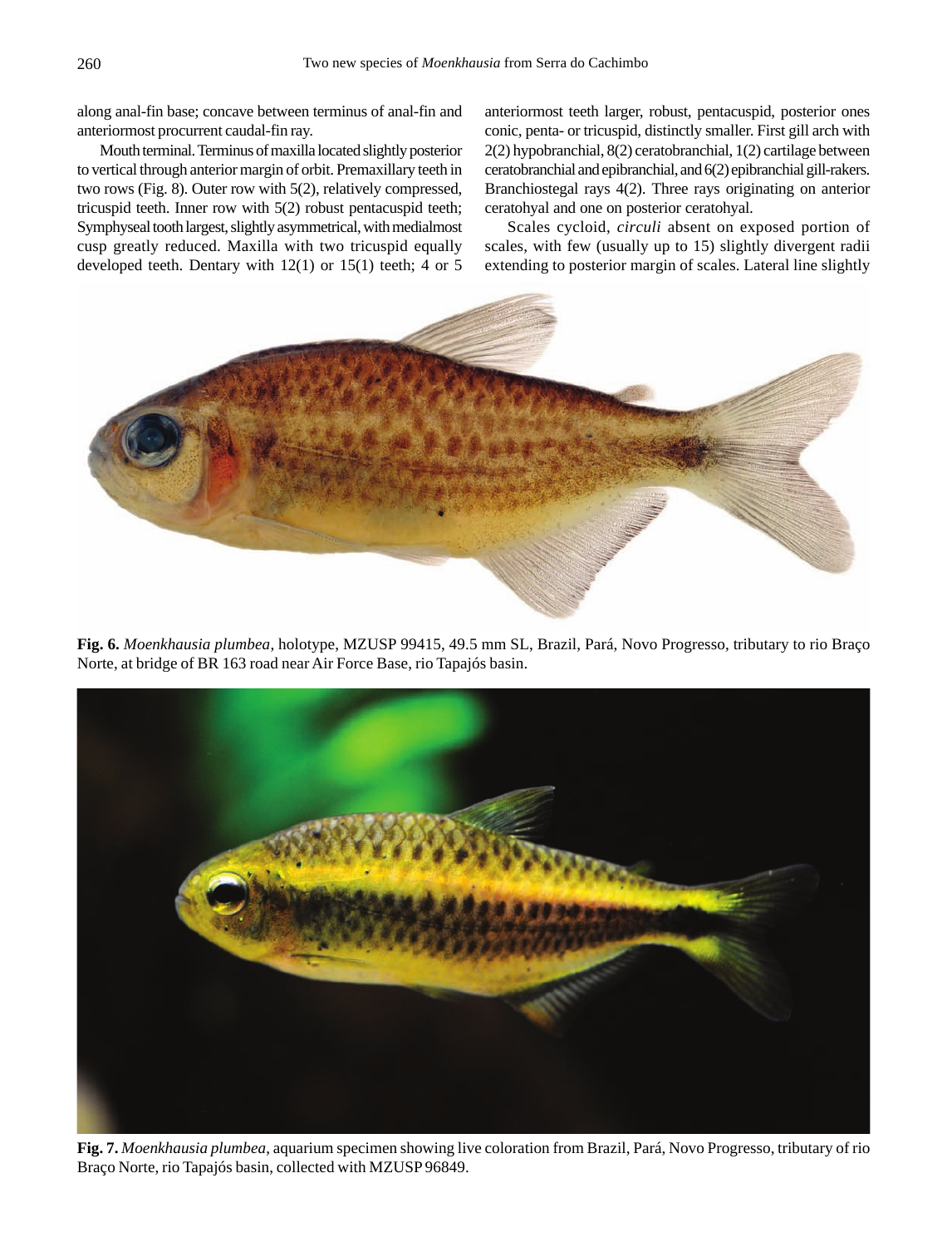along anal-fin base; concave between terminus of anal-fin and anteriormost procurrent caudal-fin ray.

Mouth terminal. Terminus of maxilla located slightly posterior to vertical through anterior margin of orbit. Premaxillary teeth in two rows (Fig. 8). Outer row with 5(2), relatively compressed, tricuspid teeth. Inner row with 5(2) robust pentacuspid teeth; Symphyseal tooth largest, slightly asymmetrical, with medialmost cusp greatly reduced. Maxilla with two tricuspid equally developed teeth. Dentary with 12(1) or 15(1) teeth; 4 or 5 anteriormost teeth larger, robust, pentacuspid, posterior ones conic, penta- or tricuspid, distinctly smaller. First gill arch with 2(2) hypobranchial, 8(2) ceratobranchial, 1(2) cartilage between ceratobranchial and epibranchial, and 6(2) epibranchial gill-rakers. Branchiostegal rays 4(2). Three rays originating on anterior ceratohyal and one on posterior ceratohyal.

Scales cycloid, *circuli* absent on exposed portion of scales, with few (usually up to 15) slightly divergent radii extending to posterior margin of scales. Lateral line slightly

**Fig. 6.** *Moenkhausia plumbea*, holotype, MZUSP 99415, 49.5 mm SL, Brazil, Pará, Novo Progresso, tributary to rio Braço Norte, at bridge of BR 163 road near Air Force Base, rio Tapajós basin.

**Fig. 7.** *Moenkhausia plumbea*, aquarium specimen showing live coloration from Brazil, Pará, Novo Progresso, tributary of rio Braço Norte, rio Tapajós basin, collected with MZUSP 96849.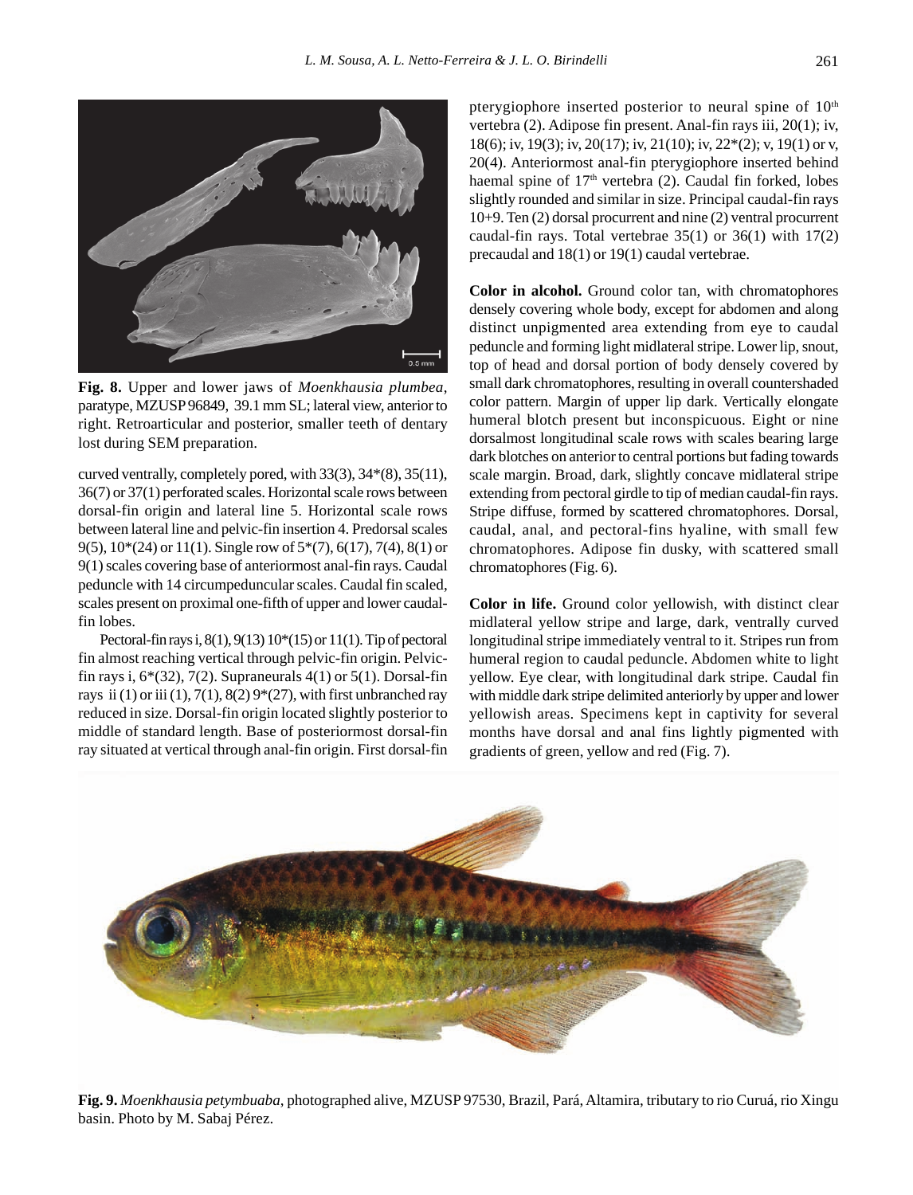**Fig. 8.** Upper and lower jaws of *Moenkhausia plumbea*, paratype, MZUSP 96849, 39.1 mm SL; lateral view, anterior to right. Retroarticular and posterior, smaller teeth of dentary lost during SEM preparation.

curved ventrally, completely pored, with 33(3), 34*(8), 35(11), 36(7) or 37(1) perforated scales. Horizontal scale rows between dorsal-fin origin and lateral line 5. Horizontal scale rows between lateral line and pelvic-fin insertion 4. Predorsal scales 9(5), 10*(24) or 11(1). Single row of 5*(7), 6(17), 7(4), 8(1) or 9(1) scales covering base of anteriormost anal-fin rays. Caudal peduncle with 14 circumpeduncular scales. Caudal fin scaled, scales present on proximal one-fifth of upper and lower caudal-fin lobes.

Pectoral-fin rays i, 8(1), 9(13) 10*(15) or 11(1). Tip of pectoral fin almost reaching vertical through pelvic-fin origin. Pelvic-fin rays i, 6*(32), 7(2). Supraneurals 4(1) or 5(1). Dorsal-fin rays ii (1) or iii (1), 7(1), 8(2) 9*(27), with first unbranched ray reduced in size. Dorsal-fin origin located slightly posterior to middle of standard length. Base of posteriormost dorsal-fin ray situated at vertical through anal-fin origin. First dorsal-fin pterygiophore inserted posterior to neural spine of 10[th] vertebra (2). Adipose fin present. Anal-fin rays iii, 20(1); iv, 18(6); iv, 19(3); iv, 20(17); iv, 21(10); iv, 22*(2); v, 19(1) or v, 20(4). Anteriormost anal-fin pterygiophore inserted behind haemal spine of 17[th] vertebra (2). Caudal fin forked, lobes slightly rounded and similar in size. Principal caudal-fin rays 10+9. Ten (2) dorsal procurrent and nine (2) ventral procurrent caudal-fin rays. Total vertebrae 35(1) or 36(1) with 17(2) precaudal and 18(1) or 19(1) caudal vertebrae.

**Color in alcohol.** Ground color tan, with chromatophores densely covering whole body, except for abdomen and along distinct unpigmented area extending from eye to caudal peduncle and forming light midlateral stripe. Lower lip, snout, top of head and dorsal portion of body densely covered by small dark chromatophores, resulting in overall countershaded color pattern. Margin of upper lip dark. Vertically elongate humeral blotch present but inconspicuous. Eight or nine dorsalmost longitudinal scale rows with scales bearing large dark blotches on anterior to central portions but fading towards scale margin. Broad, dark, slightly concave midlateral stripe extending from pectoral girdle to tip of median caudal-fin rays. Stripe diffuse, formed by scattered chromatophores. Dorsal, caudal, anal, and pectoral-fins hyaline, with small few chromatophores. Adipose fin dusky, with scattered small chromatophores (Fig. 6).

**Color in life.** Ground color yellowish, with distinct clear midlateral yellow stripe and large, dark, ventrally curved longitudinal stripe immediately ventral to it. Stripes run from humeral region to caudal peduncle. Abdomen white to light yellow. Eye clear, with longitudinal dark stripe. Caudal fin with middle dark stripe delimited anteriorly by upper and lower yellowish areas. Specimens kept in captivity for several months have dorsal and anal fins lightly pigmented with gradients of green, yellow and red (Fig. 7).

**Fig. 9.** *Moenkhausia petymbuaba*, photographed alive, MZUSP 97530, Brazil, Pará, Altamira, tributary to rio Curuá, rio Xingu basin. Photo by M. Sabaj Pérez.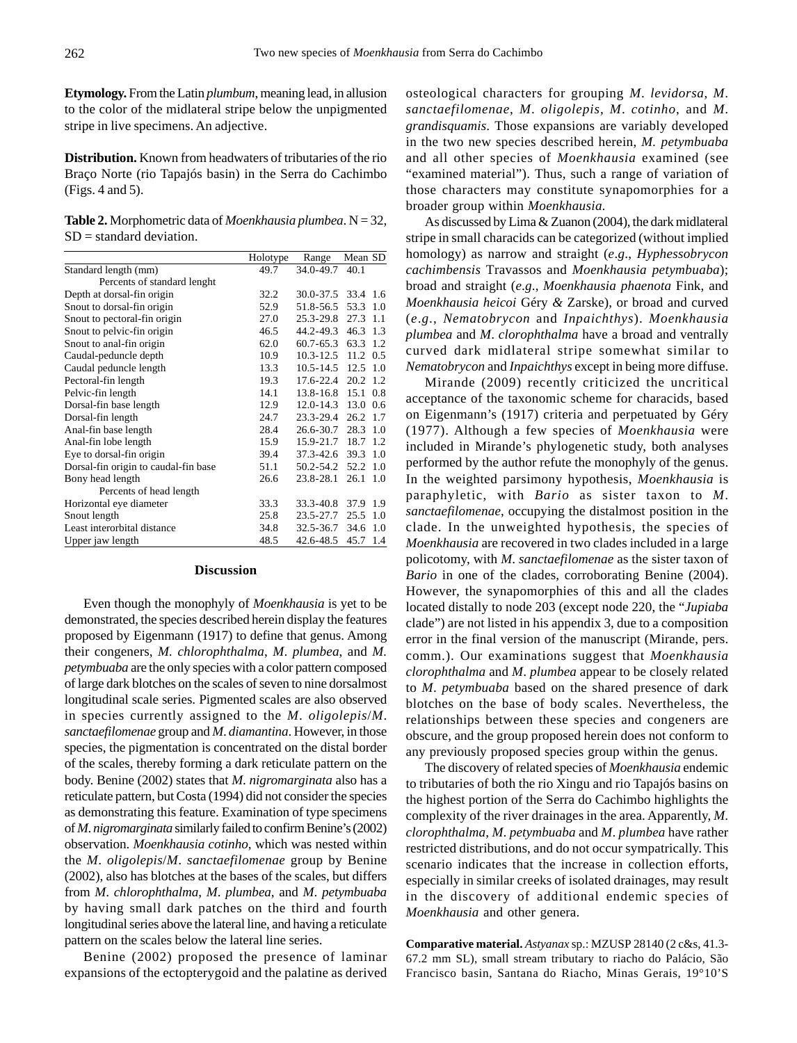**Etymology.** From the Latin *plumbum*, meaning lead, in allusion to the color of the midlateral stripe below the unpigmented stripe in live specimens. An adjective.

**Distribution.** Known from headwaters of tributaries of the rio Braço Norte (rio Tapajós basin) in the Serra do Cachimbo (Figs. 4 and 5).

**Table 2.** Morphometric data of *Moenkhausia plumbea*. N = 32, SD = standard deviation.

| | Holotype | Range | Mean | SD |
|---|---|---|---|---|
| Standard length (mm) | 49.7 | 34.0-49.7 | 40.1 | |
| Percents of standard lenght | | | | |
| Depth at dorsal-fin origin | 32.2 | 30.0-37.5 | 33.4 | 1.6 |
| Snout to dorsal-fin origin | 52.9 | 51.8-56.5 | 53.3 | 1.0 |
| Snout to pectoral-fin origin | 27.0 | 25.3-29.8 | 27.3 | 1.1 |
| Snout to pelvic-fin origin | 46.5 | 44.2-49.3 | 46.3 | 1.3 |
| Snout to anal-fin origin | 62.0 | 60.7-65.3 | 63.3 | 1.2 |
| Caudal-peduncle depth | 10.9 | 10.3-12.5 | 11.2 | 0.5 |
| Caudal peduncle length | 13.3 | 10.5-14.5 | 12.5 | 1.0 |
| Pectoral-fin length | 19.3 | 17.6-22.4 | 20.2 | 1.2 |
| Pelvic-fin length | 14.1 | 13.8-16.8 | 15.1 | 0.8 |
| Dorsal-fin base length | 12.9 | 12.0-14.3 | 13.0 | 0.6 |
| Dorsal-fin length | 24.7 | 23.3-29.4 | 26.2 | 1.7 |
| Anal-fin base length | 28.4 | 26.6-30.7 | 28.3 | 1.0 |
| Anal-fin lobe length | 15.9 | 15.9-21.7 | 18.7 | 1.2 |
| Eye to dorsal-fin origin | 39.4 | 37.3-42.6 | 39.3 | 1.0 |
| Dorsal-fin origin to caudal-fin base | 51.1 | 50.2-54.2 | 52.2 | 1.0 |
| Bony head length | 26.6 | 23.8-28.1 | 26.1 | 1.0 |
| Percents of head length | | | | |
| Horizontal eye diameter | 33.3 | 33.3-40.8 | 37.9 | 1.9 |
| Snout length | 25.8 | 23.5-27.7 | 25.5 | 1.0 |
| Least interorbital distance | 34.8 | 32.5-36.7 | 34.6 | 1.0 |
| Upper jaw length | 48.5 | 42.6-48.5 | 45.7 | 1.4 |

## Discussion

Even though the monophyly of *Moenkhausia* is yet to be demonstrated, the species described herein display the features proposed by Eigenmann (1917) to define that genus. Among their congeners, *M. chlorophthalma*, *M. plumbea*, and *M. petymbuaba* are the only species with a color pattern composed of large dark blotches on the scales of seven to nine dorsalmost longitudinal scale series. Pigmented scales are also observed in species currently assigned to the *M. oligolepis*/*M. sanctaefilomenae* group and *M. diamantina*. However, in those species, the pigmentation is concentrated on the distal border of the scales, thereby forming a dark reticulate pattern on the body. Benine (2002) states that *M. nigromarginata* also has a reticulate pattern, but Costa (1994) did not consider the species as demonstrating this feature. Examination of type specimens of *M. nigromarginata* similarly failed to confirm Benine's (2002) observation. *Moenkhausia cotinho*, which was nested within the *M. oligolepis*/*M. sanctaefilomenae* group by Benine (2002), also has blotches at the bases of the scales, but differs from *M. chlorophthalma*, *M. plumbea*, and *M. petymbuaba* by having small dark patches on the third and fourth longitudinal series above the lateral line, and having a reticulate pattern on the scales below the lateral line series.

Benine (2002) proposed the presence of laminar expansions of the ectopterygoid and the palatine as derived osteological characters for grouping *M. levidorsa*, *M. sanctaefilomenae*, *M. oligolepis*, *M. cotinho*, and *M. grandisquamis*. Those expansions are variably developed in the two new species described herein, *M. petymbuaba* and all other species of *Moenkhausia* examined (see "examined material"). Thus, such a range of variation of those characters may constitute synapomorphies for a broader group within *Moenkhausia*.

As discussed by Lima & Zuanon (2004), the dark midlateral stripe in small characids can be categorized (without implied homology) as narrow and straight (*e.g*., *Hyphessobrycon cachimbensis* Travassos and *Moenkhausia petymbuaba*); broad and straight (*e.g*., *Moenkhausia phaenota* Fink, and *Moenkhausia heicoi* Géry & Zarske), or broad and curved (*e.g*., *Nematobrycon* and *Inpaichthys*). *Moenkhausia plumbea* and *M. clorophthalma* have a broad and ventrally curved dark midlateral stripe somewhat similar to *Nematobrycon* and *Inpaichthys* except in being more diffuse.

Mirande (2009) recently criticized the uncritical acceptance of the taxonomic scheme for characids, based on Eigenmann's (1917) criteria and perpetuated by Géry (1977). Although a few species of *Moenkhausia* were included in Mirande's phylogenetic study, both analyses performed by the author refute the monophyly of the genus. In the weighted parsimony hypothesis, *Moenkhausia* is paraphyletic, with *Bario* as sister taxon to *M. sanctaefilomenae*, occupying the distalmost position in the clade. In the unweighted hypothesis, the species of *Moenkhausia* are recovered in two clades included in a large policotomy, with *M. sanctaefilomenae* as the sister taxon of *Bario* in one of the clades, corroborating Benine (2004). However, the synapomorphies of this and all the clades located distally to node 203 (except node 220, the "*Jupiaba* clade") are not listed in his appendix 3, due to a composition error in the final version of the manuscript (Mirande, pers. comm.). Our examinations suggest that *Moenkhausia clorophthalma* and *M. plumbea* appear to be closely related to *M. petymbuaba* based on the shared presence of dark blotches on the base of body scales. Nevertheless, the relationships between these species and congeners are obscure, and the group proposed herein does not conform to any previously proposed species group within the genus.

The discovery of related species of *Moenkhausia* endemic to tributaries of both the rio Xingu and rio Tapajós basins on the highest portion of the Serra do Cachimbo highlights the complexity of the river drainages in the area. Apparently, *M. clorophthalma*, *M. petymbuaba* and *M. plumbea* have rather restricted distributions, and do not occur sympatrically. This scenario indicates that the increase in collection efforts, especially in similar creeks of isolated drainages, may result in the discovery of additional endemic species of *Moenkhausia* and other genera.

**Comparative material.** *Astyanax* sp.: MZUSP 28140 (2 c&s, 41.3-67.2 mm SL), small stream tributary to riacho do Palácio, São Francisco basin, Santana do Riacho, Minas Gerais, 19°10'S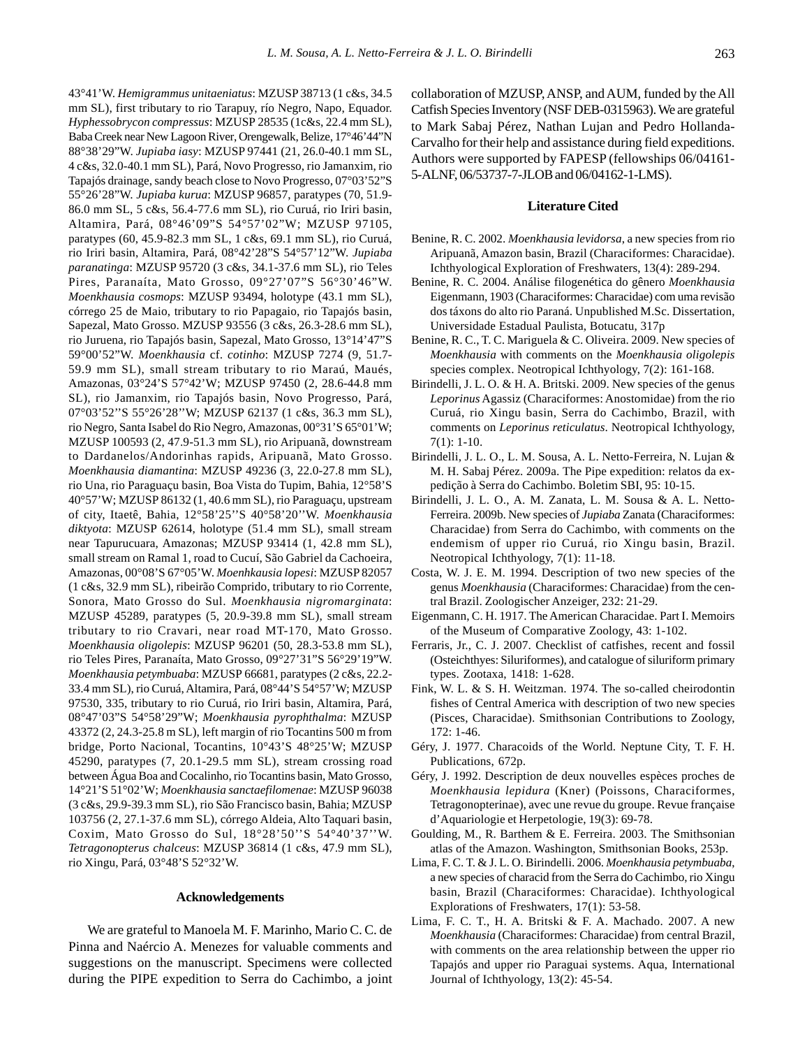43°41'W. *Hemigrammus unitaeniatus*: MZUSP 38713 (1 c&s, 34.5 mm SL), first tributary to rio Tarapuy, río Negro, Napo, Equador. *Hyphessobrycon compressus*: MZUSP 28535 (1c&s, 22.4 mm SL), Baba Creek near New Lagoon River, Orengewalk, Belize, 17°46'44"N 88°38'29"W. *Jupiaba iasy*: MZUSP 97441 (21, 26.0-40.1 mm SL, 4 c&s, 32.0-40.1 mm SL), Pará, Novo Progresso, rio Jamanxim, rio Tapajós drainage, sandy beach close to Novo Progresso, 07°03'52"S 55°26'28"W. *Jupiaba kurua*: MZUSP 96857, paratypes (70, 51.9-86.0 mm SL, 5 c&s, 56.4-77.6 mm SL), rio Curuá, rio Iriri basin, Altamira, Pará, 08°46'09"S 54°57'02"W; MZUSP 97105, paratypes (60, 45.9-82.3 mm SL, 1 c&s, 69.1 mm SL), rio Curuá, rio Iriri basin, Altamira, Pará, 08°42'28"S 54°57'12"W. *Jupiaba paranatinga*: MZUSP 95720 (3 c&s, 34.1-37.6 mm SL), rio Teles Pires, Paranaíta, Mato Grosso, 09°27'07"S 56°30'46"W. *Moenkhausia cosmops*: MZUSP 93494, holotype (43.1 mm SL), córrego 25 de Maio, tributary to rio Papagaio, rio Tapajós basin, Sapezal, Mato Grosso. MZUSP 93556 (3 c&s, 26.3-28.6 mm SL), rio Juruena, rio Tapajós basin, Sapezal, Mato Grosso, 13°14'47"S 59°00'52"W. *Moenkhausia* cf. *cotinho*: MZUSP 7274 (9, 51.7-59.9 mm SL), small stream tributary to rio Maraú, Maués, Amazonas, 03°24'S 57°42'W; MZUSP 97450 (2, 28.6-44.8 mm SL), rio Jamanxim, rio Tapajós basin, Novo Progresso, Pará, 07°03'52''S 55°26'28''W; MZUSP 62137 (1 c&s, 36.3 mm SL), rio Negro, Santa Isabel do Rio Negro, Amazonas, 00°31'S 65°01'W; MZUSP 100593 (2, 47.9-51.3 mm SL), rio Aripuanã, downstream to Dardanelos/Andorinhas rapids, Aripuanã, Mato Grosso. *Moenkhausia diamantina*: MZUSP 49236 (3, 22.0-27.8 mm SL), rio Una, rio Paraguaçu basin, Boa Vista do Tupim, Bahia, 12°58'S 40°57'W; MZUSP 86132 (1, 40.6 mm SL), rio Paraguaçu, upstream of city, Itaetê, Bahia, 12°58'25''S 40°58'20''W. *Moenkhausia diktyota*: MZUSP 62614, holotype (51.4 mm SL), small stream near Tapurucuara, Amazonas; MZUSP 93414 (1, 42.8 mm SL), small stream on Ramal 1, road to Cucuí, São Gabriel da Cachoeira, Amazonas, 00°08'S 67°05'W. *Moenhkausia lopesi*: MZUSP 82057 (1 c&s, 32.9 mm SL), ribeirão Comprido, tributary to rio Corrente, Sonora, Mato Grosso do Sul. *Moenkhausia nigromarginata*: MZUSP 45289, paratypes (5, 20.9-39.8 mm SL), small stream tributary to rio Cravari, near road MT-170, Mato Grosso. *Moenkhausia oligolepis*: MZUSP 96201 (50, 28.3-53.8 mm SL), rio Teles Pires, Paranaíta, Mato Grosso, 09°27'31"S 56°29'19"W. *Moenkhausia petymbuaba*: MZUSP 66681, paratypes (2 c&s, 22.2-33.4 mm SL), rio Curuá, Altamira, Pará, 08°44'S 54°57'W; MZUSP 97530, 335, tributary to rio Curuá, rio Iriri basin, Altamira, Pará, 08°47'03"S 54°58'29"W; *Moenkhausia pyrophthalma*: MZUSP 43372 (2, 24.3-25.8 m SL), left margin of rio Tocantins 500 m from bridge, Porto Nacional, Tocantins, 10°43'S 48°25'W; MZUSP 45290, paratypes (7, 20.1-29.5 mm SL), stream crossing road between Água Boa and Cocalinho, rio Tocantins basin, Mato Grosso, 14°21'S 51°02'W; *Moenkhausia sanctaefilomenae*: MZUSP 96038 (3 c&s, 29.9-39.3 mm SL), rio São Francisco basin, Bahia; MZUSP 103756 (2, 27.1-37.6 mm SL), córrego Aldeia, Alto Taquari basin, Coxim, Mato Grosso do Sul, 18°28'50''S 54°40'37''W. *Tetragonopterus chalceus*: MZUSP 36814 (1 c&s, 47.9 mm SL), rio Xingu, Pará, 03°48'S 52°32'W.

## Acknowledgements

We are grateful to Manoela M. F. Marinho, Mario C. C. de Pinna and Naércio A. Menezes for valuable comments and suggestions on the manuscript. Specimens were collected during the PIPE expedition to Serra do Cachimbo, a joint collaboration of MZUSP, ANSP, and AUM, funded by the All Catfish Species Inventory (NSF DEB-0315963). We are grateful to Mark Sabaj Pérez, Nathan Lujan and Pedro Hollanda-Carvalho for their help and assistance during field expeditions. Authors were supported by FAPESP (fellowships 06/04161-5-ALNF, 06/53737-7-JLOB and 06/04162-1-LMS).

## Literature Cited

Benine, R. C. 2002. *Moenkhausia levidorsa*, a new species from rio Aripuanã, Amazon basin, Brazil (Characiformes: Characidae). Ichthyological Exploration of Freshwaters, 13(4): 289-294.

Benine, R. C. 2004. Análise filogenética do gênero *Moenkhausia* Eigenmann, 1903 (Characiformes: Characidae) com uma revisão dos táxons do alto rio Paraná. Unpublished M.Sc. Dissertation, Universidade Estadual Paulista, Botucatu, 317p

Benine, R. C., T. C. Mariguela & C. Oliveira. 2009. New species of *Moenkhausia* with comments on the *Moenkhausia oligolepis* species complex. Neotropical Ichthyology, 7(2): 161-168.

Birindelli, J. L. O. & H. A. Britski. 2009. New species of the genus *Leporinus* Agassiz (Characiformes: Anostomidae) from the rio Curuá, rio Xingu basin, Serra do Cachimbo, Brazil, with comments on *Leporinus reticulatus*. Neotropical Ichthyology, 7(1): 1-10.

Birindelli, J. L. O., L. M. Sousa, A. L. Netto-Ferreira, N. Lujan & M. H. Sabaj Pérez. 2009a. The Pipe expedition: relatos da expedição à Serra do Cachimbo. Boletim SBI, 95: 10-15.

Birindelli, J. L. O., A. M. Zanata, L. M. Sousa & A. L. Netto-Ferreira. 2009b. New species of *Jupiaba* Zanata (Characiformes: Characidae) from Serra do Cachimbo, with comments on the endemism of upper rio Curuá, rio Xingu basin, Brazil. Neotropical Ichthyology, 7(1): 11-18.

Costa, W. J. E. M. 1994. Description of two new species of the genus *Moenkhausia* (Characiformes: Characidae) from the central Brazil. Zoologischer Anzeiger, 232: 21-29.

Eigenmann, C. H. 1917. The American Characidae. Part I. Memoirs of the Museum of Comparative Zoology, 43: 1-102.

Ferraris, Jr., C. J. 2007. Checklist of catfishes, recent and fossil (Osteichthyes: Siluriformes), and catalogue of siluriform primary types. Zootaxa, 1418: 1-628.

Fink, W. L. & S. H. Weitzman. 1974. The so-called cheirodontin fishes of Central America with description of two new species (Pisces, Characidae). Smithsonian Contributions to Zoology, 172: 1-46.

Géry, J. 1977. Characoids of the World. Neptune City, T. F. H. Publications, 672p.

Géry, J. 1992. Description de deux nouvelles espèces proches de *Moenkhausia lepidura* (Kner) (Poissons, Characiformes, Tetragonopterinae), avec une revue du groupe. Revue française d'Aquariologie et Herpetologie, 19(3): 69-78.

Goulding, M., R. Barthem & E. Ferreira. 2003. The Smithsonian atlas of the Amazon. Washington, Smithsonian Books, 253p.

Lima, F. C. T. & J. L. O. Birindelli. 2006. *Moenkhausia petymbuaba*, a new species of characid from the Serra do Cachimbo, rio Xingu basin, Brazil (Characiformes: Characidae). Ichthyological Explorations of Freshwaters, 17(1): 53-58.

Lima, F. C. T., H. A. Britski & F. A. Machado. 2007. A new *Moenkhausia* (Characiformes: Characidae) from central Brazil, with comments on the area relationship between the upper rio Tapajós and upper rio Paraguai systems. Aqua, International Journal of Ichthyology, 13(2): 45-54.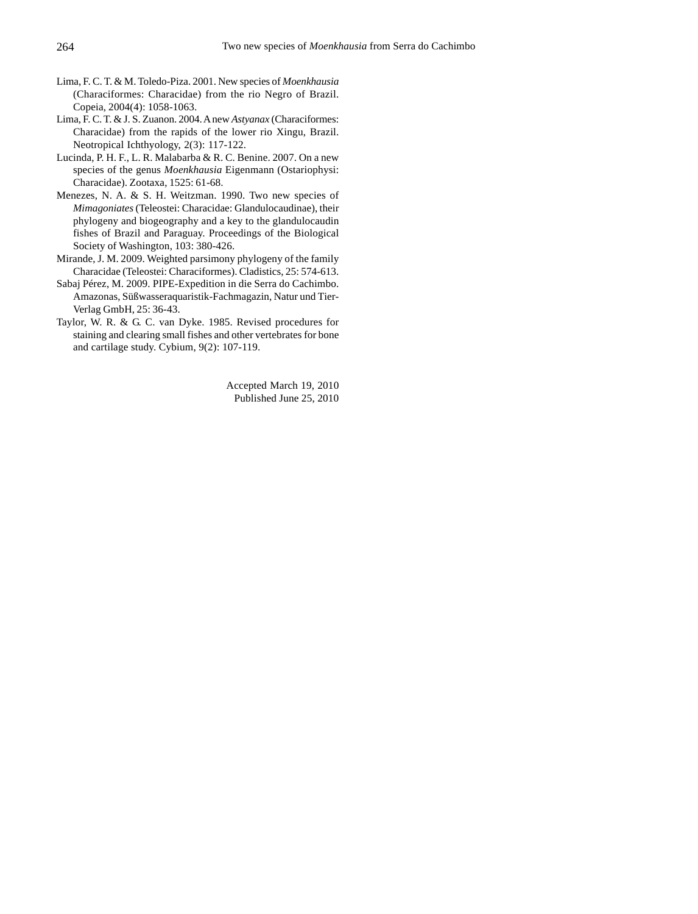Lima, F. C. T. & M. Toledo-Piza. 2001. New species of *Moenkhausia* (Characiformes: Characidae) from the rio Negro of Brazil. Copeia, 2004(4): 1058-1063.

Lima, F. C. T. & J. S. Zuanon. 2004. A new *Astyanax* (Characiformes: Characidae) from the rapids of the lower rio Xingu, Brazil. Neotropical Ichthyology, 2(3): 117-122.

Lucinda, P. H. F., L. R. Malabarba & R. C. Benine. 2007. On a new species of the genus *Moenkhausia* Eigenmann (Ostariophysi: Characidae). Zootaxa, 1525: 61-68.

Menezes, N. A. & S. H. Weitzman. 1990. Two new species of *Mimagoniates* (Teleostei: Characidae: Glandulocaudinae), their phylogeny and biogeography and a key to the glandulocaudin fishes of Brazil and Paraguay. Proceedings of the Biological Society of Washington, 103: 380-426.

Mirande, J. M. 2009. Weighted parsimony phylogeny of the family Characidae (Teleostei: Characiformes). Cladistics, 25: 574-613.

Sabaj Pérez, M. 2009. PIPE-Expedition in die Serra do Cachimbo. Amazonas, Süßwasseraquaristik-Fachmagazin, Natur und Tier-Verlag GmbH, 25: 36-43.

Taylor, W. R. & G. C. van Dyke. 1985. Revised procedures for staining and clearing small fishes and other vertebrates for bone and cartilage study. Cybium, 9(2): 107-119.

Accepted March 19, 2010
Published June 25, 2010